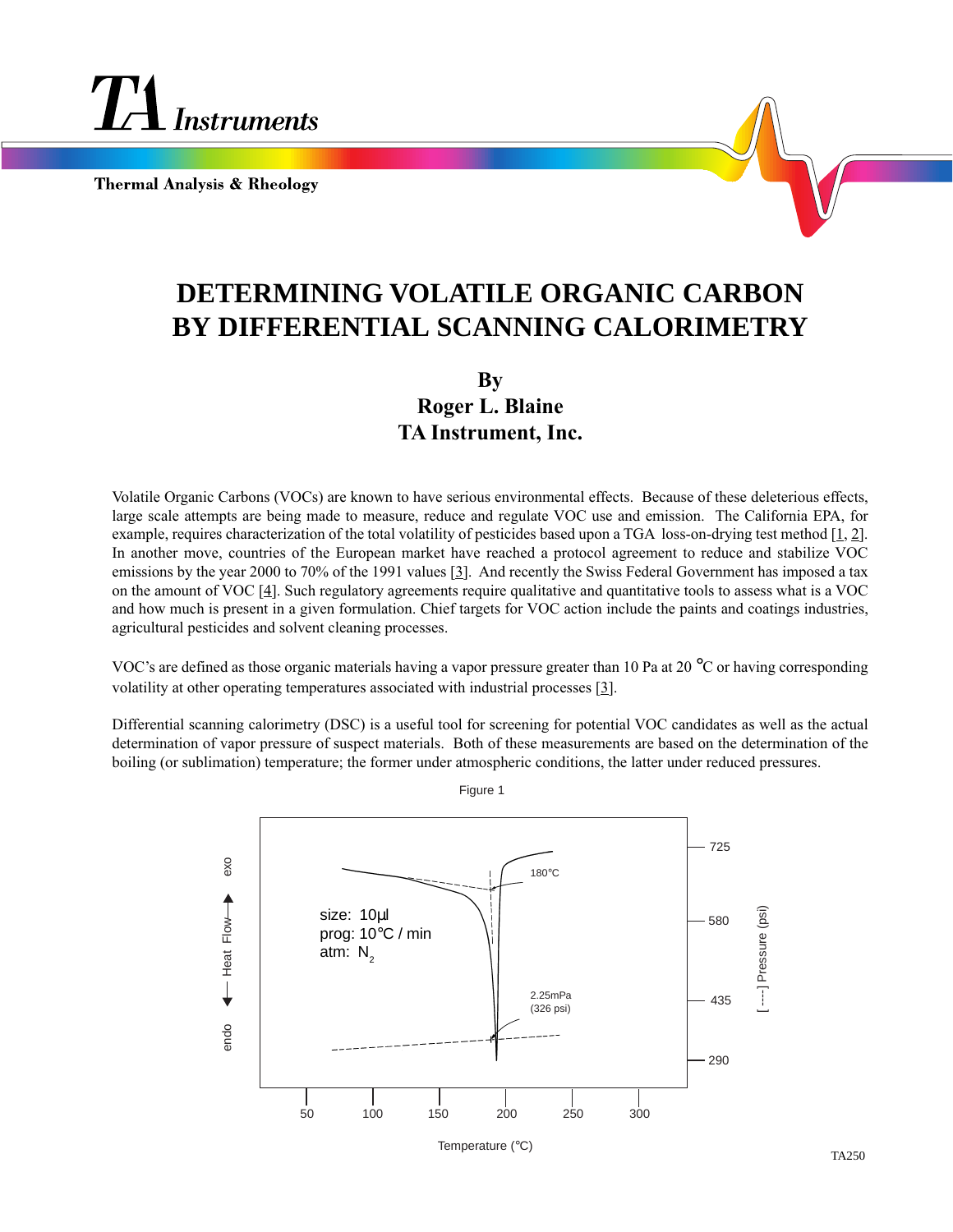# DETERMINING VOLATILE ORGANIC CARBON BY DIFFERENTIAL SCANNING CALORIMETRY

**By**
**Roger L. Blaine**
**TA Instrument, Inc.**

Volatile Organic Carbons (VOCs) are known to have serious environmental effects. Because of these deleterious effects, large scale attempts are being made to measure, reduce and regulate VOC use and emission. The California EPA, for example, requires characterization of the total volatility of pesticides based upon a TGA loss-on-drying test method [1, 2]. In another move, countries of the European market have reached a protocol agreement to reduce and stabilize VOC emissions by the year 2000 to 70% of the 1991 values [3]. And recently the Swiss Federal Government has imposed a tax on the amount of VOC [4]. Such regulatory agreements require qualitative and quantitative tools to assess what is a VOC and how much is present in a given formulation. Chief targets for VOC action include the paints and coatings industries, agricultural pesticides and solvent cleaning processes.

VOC's are defined as those organic materials having a vapor pressure greater than 10 Pa at 20 °C or having corresponding volatility at other operating temperatures associated with industrial processes [3].

Differential scanning calorimetry (DSC) is a useful tool for screening for potential VOC candidates as well as the actual determination of vapor pressure of suspect materials. Both of these measurements are based on the determination of the boiling (or sublimation) temperature; the former under atmospheric conditions, the latter under reduced pressures.

Figure 1

size: 10µl
prog: 10°C / min
atm: $N_2$

180°C

2.25mPa (326 psi)

TA250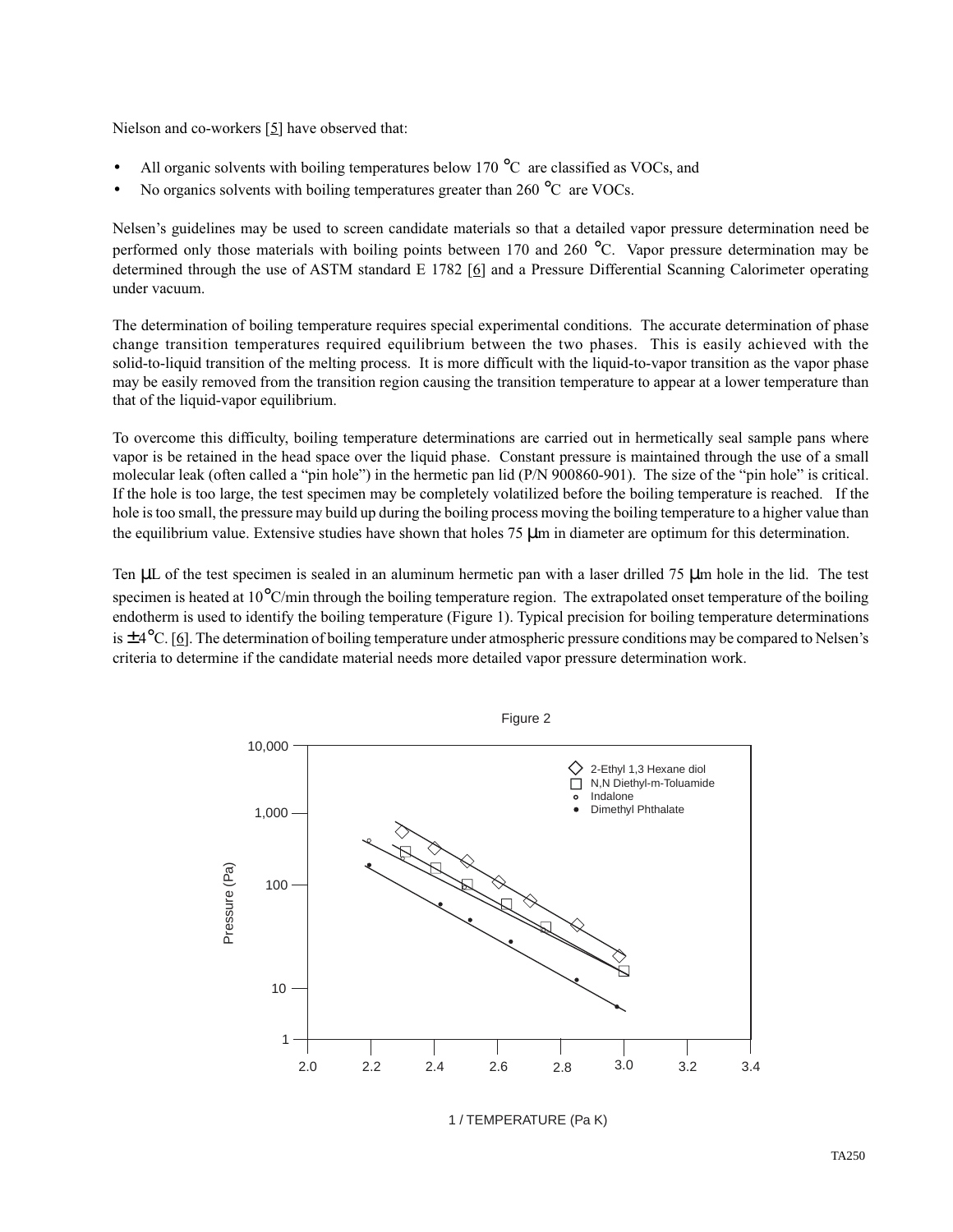Nielson and co-workers [5] have observed that:

- All organic solvents with boiling temperatures below 170 °C are classified as VOCs, and
- No organics solvents with boiling temperatures greater than 260 °C are VOCs.

Nelsen's guidelines may be used to screen candidate materials so that a detailed vapor pressure determination need be performed only those materials with boiling points between 170 and 260 °C. Vapor pressure determination may be determined through the use of ASTM standard E 1782 [6] and a Pressure Differential Scanning Calorimeter operating under vacuum.

The determination of boiling temperature requires special experimental conditions. The accurate determination of phase change transition temperatures required equilibrium between the two phases. This is easily achieved with the solid-to-liquid transition of the melting process. It is more difficult with the liquid-to-vapor transition as the vapor phase may be easily removed from the transition region causing the transition temperature to appear at a lower temperature than that of the liquid-vapor equilibrium.

To overcome this difficulty, boiling temperature determinations are carried out in hermetically seal sample pans where vapor is be retained in the head space over the liquid phase. Constant pressure is maintained through the use of a small molecular leak (often called a "pin hole") in the hermetic pan lid (P/N 900860-901). The size of the "pin hole" is critical. If the hole is too large, the test specimen may be completely volatilized before the boiling temperature is reached. If the hole is too small, the pressure may build up during the boiling process moving the boiling temperature to a higher value than the equilibrium value. Extensive studies have shown that holes 75 µm in diameter are optimum for this determination.

Ten µL of the test specimen is sealed in an aluminum hermetic pan with a laser drilled 75 µm hole in the lid. The test specimen is heated at 10°C/min through the boiling temperature region. The extrapolated onset temperature of the boiling endotherm is used to identify the boiling temperature (Figure 1). Typical precision for boiling temperature determinations is ±4°C. [6]. The determination of boiling temperature under atmospheric pressure conditions may be compared to Nelsen's criteria to determine if the candidate material needs more detailed vapor pressure determination work.

Figure 2

Legend: 2-Ethyl 1,3 Hexane diol; N,N Diethyl-m-Toluamide; Indalone; Dimethyl Phthalate

Y-axis: Pressure (Pa) — 1, 10, 100, 1,000, 10,000

X-axis: 1 / TEMPERATURE (Pa K) — 2.0, 2.2, 2.4, 2.6, 2.8, 3.0, 3.2, 3.4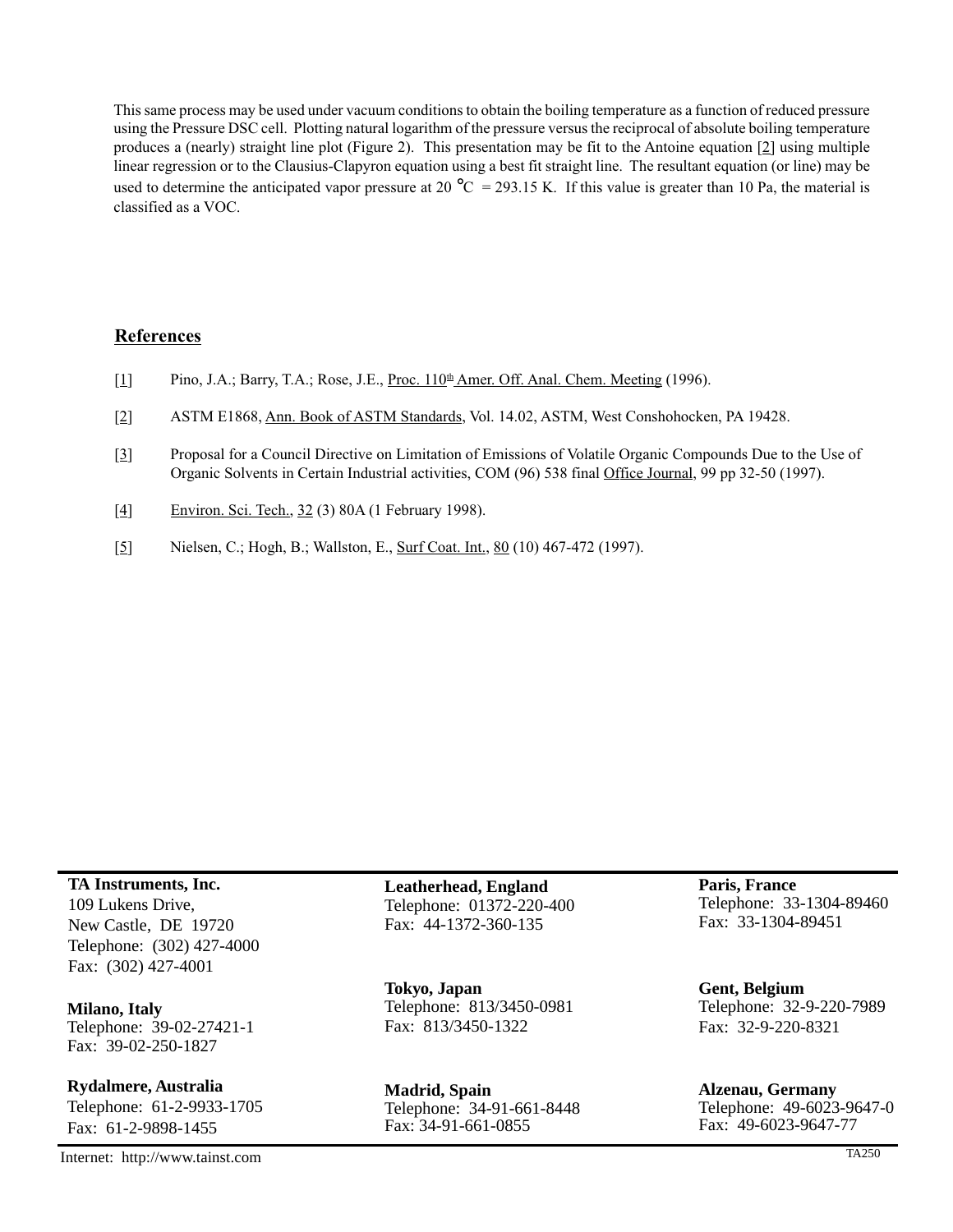This same process may be used under vacuum conditions to obtain the boiling temperature as a function of reduced pressure using the Pressure DSC cell. Plotting natural logarithm of the pressure versus the reciprocal of absolute boiling temperature produces a (nearly) straight line plot (Figure 2). This presentation may be fit to the Antoine equation [2] using multiple linear regression or to the Clausius-Clapyron equation using a best fit straight line. The resultant equation (or line) may be used to determine the anticipated vapor pressure at 20 °C = 293.15 K. If this value is greater than 10 Pa, the material is classified as a VOC.

## References

[1] Pino, J.A.; Barry, T.A.; Rose, J.E., Proc. 110th Amer. Off. Anal. Chem. Meeting (1996).

[2] ASTM E1868, Ann. Book of ASTM Standards, Vol. 14.02, ASTM, West Conshohocken, PA 19428.

[3] Proposal for a Council Directive on Limitation of Emissions of Volatile Organic Compounds Due to the Use of Organic Solvents in Certain Industrial activities, COM (96) 538 final Office Journal, 99 pp 32-50 (1997).

[4] Environ. Sci. Tech., 32 (3) 80A (1 February 1998).

[5] Nielsen, C.; Hogh, B.; Wallston, E., Surf Coat. Int., 80 (10) 467-472 (1997).

**TA Instruments, Inc.**
109 Lukens Drive,
New Castle, DE 19720
Telephone: (302) 427-4000
Fax: (302) 427-4001

**Milano, Italy**
Telephone: 39-02-27421-1
Fax: 39-02-250-1827

**Rydalmere, Australia**
Telephone: 61-2-9933-1705
Fax: 61-2-9898-1455

**Leatherhead, England**
Telephone: 01372-220-400
Fax: 44-1372-360-135

**Tokyo, Japan**
Telephone: 813/3450-0981
Fax: 813/3450-1322

**Madrid, Spain**
Telephone: 34-91-661-8448
Fax: 34-91-661-0855

**Paris, France**
Telephone: 33-1304-89460
Fax: 33-1304-89451

**Gent, Belgium**
Telephone: 32-9-220-7989
Fax: 32-9-220-8321

**Alzenau, Germany**
Telephone: 49-6023-9647-0
Fax: 49-6023-9647-77

Internet: http://www.tainst.com

TA250